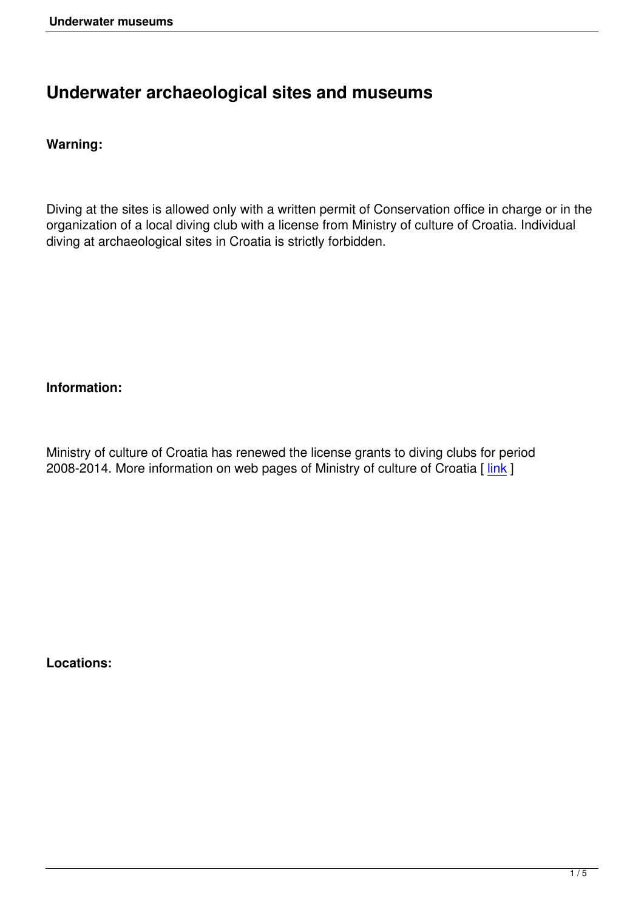# Underwater archaeological sites and museums

**Warning:**

Diving at the sites is allowed only with a written permit of Conservation office in charge or in the organization of a local diving club with a license from Ministry of culture of Croatia. Individual diving at archaeological sites in Croatia is strictly forbidden.

**Information:**

Ministry of culture of Croatia has renewed the license grants to diving clubs for period 2008-2014. More information on web pages of Ministry of culture of Croatia [ link ]

**Locations:**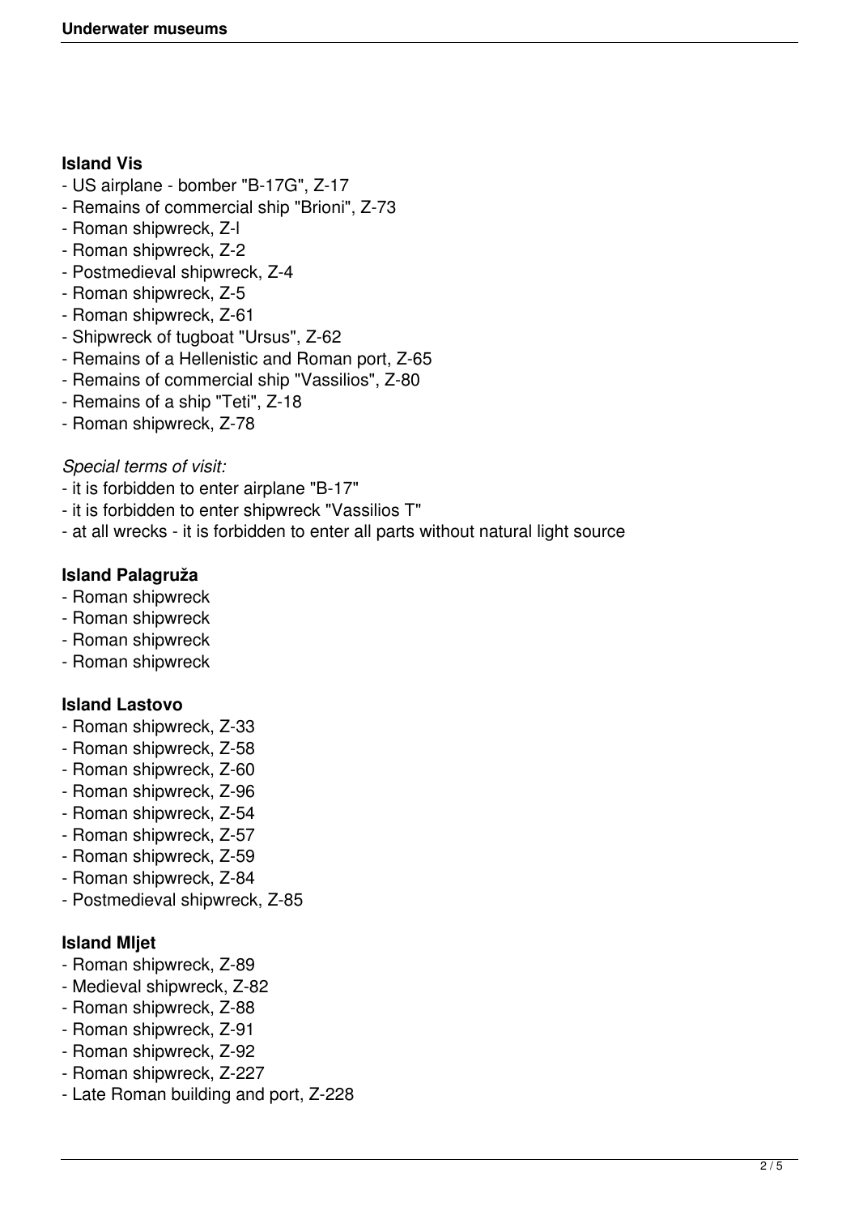### Island Vis

- US airplane - bomber "B-17G", Z-17
- Remains of commercial ship "Brioni", Z-73
- Roman shipwreck, Z-l
- Roman shipwreck, Z-2
- Postmedieval shipwreck, Z-4
- Roman shipwreck, Z-5
- Roman shipwreck, Z-61
- Shipwreck of tugboat "Ursus", Z-62
- Remains of a Hellenistic and Roman port, Z-65
- Remains of commercial ship "Vassilios", Z-80
- Remains of a ship "Teti", Z-18
- Roman shipwreck, Z-78

*Special terms of visit:*

- it is forbidden to enter airplane "B-17"
- it is forbidden to enter shipwreck "Vassilios T"
- at all wrecks - it is forbidden to enter all parts without natural light source

### Island Palagruža

- Roman shipwreck
- Roman shipwreck
- Roman shipwreck
- Roman shipwreck

### Island Lastovo

- Roman shipwreck, Z-33
- Roman shipwreck, Z-58
- Roman shipwreck, Z-60
- Roman shipwreck, Z-96
- Roman shipwreck, Z-54
- Roman shipwreck, Z-57
- Roman shipwreck, Z-59
- Roman shipwreck, Z-84
- Postmedieval shipwreck, Z-85

### Island Mljet

- Roman shipwreck, Z-89
- Medieval shipwreck, Z-82
- Roman shipwreck, Z-88
- Roman shipwreck, Z-91
- Roman shipwreck, Z-92
- Roman shipwreck, Z-227
- Late Roman building and port, Z-228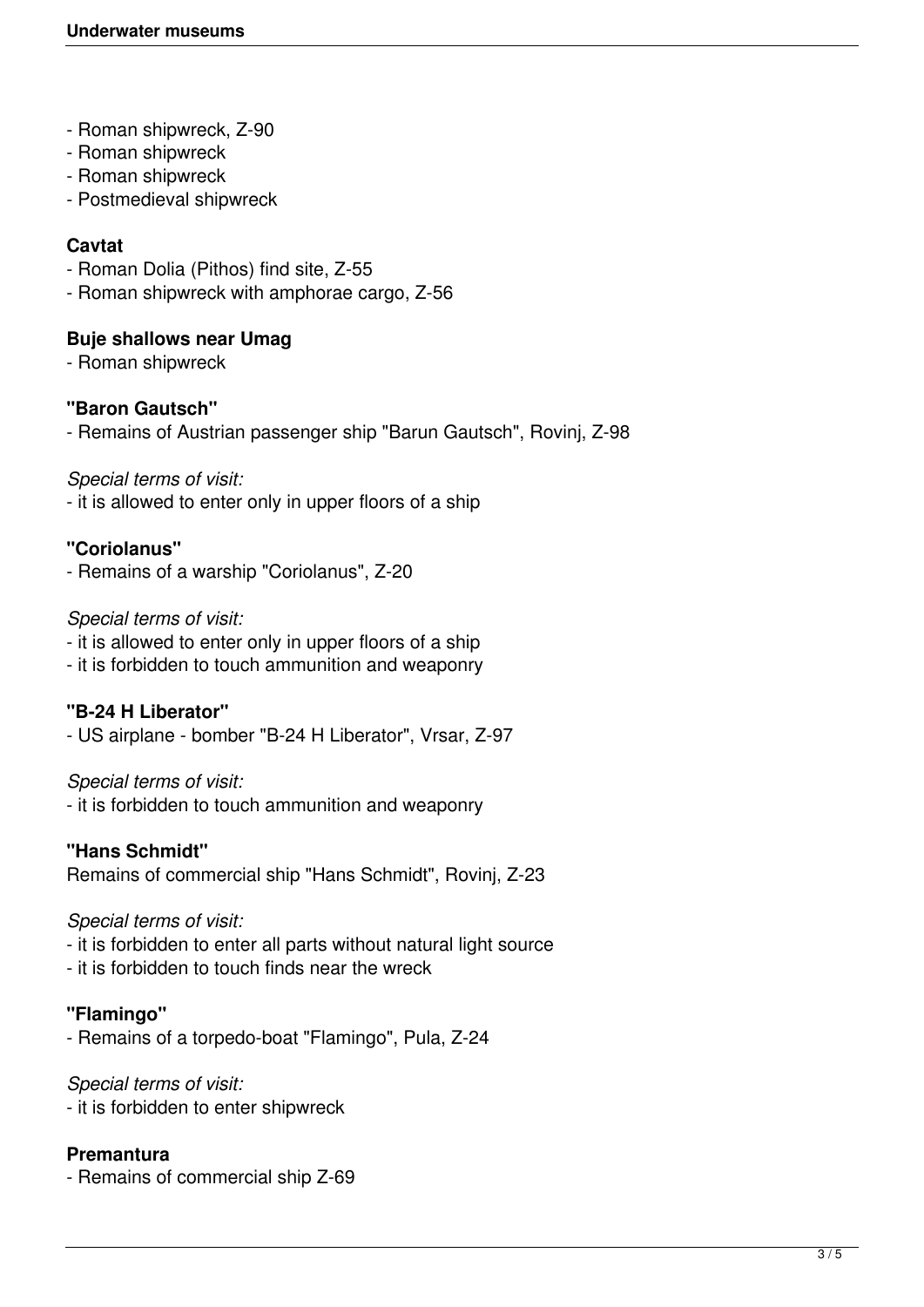- Roman shipwreck, Z-90
- Roman shipwreck
- Roman shipwreck
- Postmedieval shipwreck

**Cavtat**

- Roman Dolia (Pithos) find site, Z-55
- Roman shipwreck with amphorae cargo, Z-56

**Buje shallows near Umag**

- Roman shipwreck

**"Baron Gautsch"**

- Remains of Austrian passenger ship "Barun Gautsch", Rovinj, Z-98

*Special terms of visit:*

- it is allowed to enter only in upper floors of a ship

**"Coriolanus"**

- Remains of a warship "Coriolanus", Z-20

*Special terms of visit:*

- it is allowed to enter only in upper floors of a ship
- it is forbidden to touch ammunition and weaponry

**"B-24 H Liberator"**

- US airplane - bomber "B-24 H Liberator", Vrsar, Z-97

*Special terms of visit:*

- it is forbidden to touch ammunition and weaponry

**"Hans Schmidt"**

Remains of commercial ship "Hans Schmidt", Rovinj, Z-23

*Special terms of visit:*

- it is forbidden to enter all parts without natural light source
- it is forbidden to touch finds near the wreck

**"Flamingo"**

- Remains of a torpedo-boat "Flamingo", Pula, Z-24

*Special terms of visit:*

- it is forbidden to enter shipwreck

**Premantura**

- Remains of commercial ship Z-69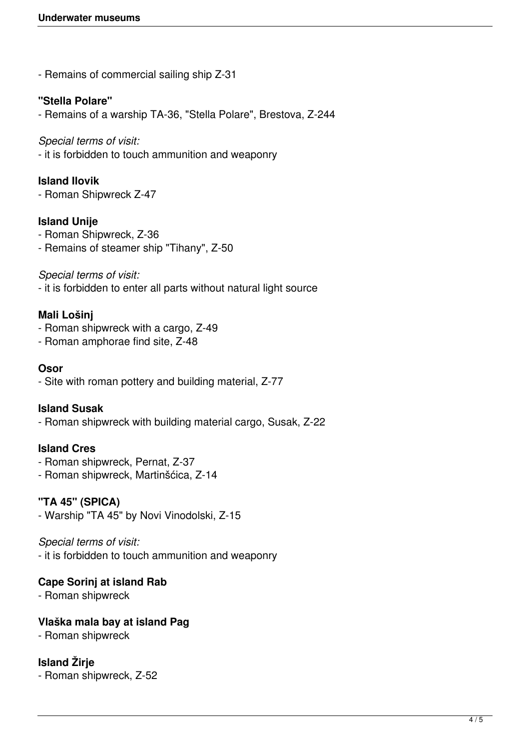- Remains of commercial sailing ship Z-31

**"Stella Polare"**

- Remains of a warship TA-36, "Stella Polare", Brestova, Z-244

*Special terms of visit:*

- it is forbidden to touch ammunition and weaponry

**Island Ilovik**

- Roman Shipwreck Z-47

**Island Unije**

- Roman Shipwreck, Z-36
- Remains of steamer ship "Tihany", Z-50

*Special terms of visit:*

- it is forbidden to enter all parts without natural light source

**Mali Lošinj**

- Roman shipwreck with a cargo, Z-49
- Roman amphorae find site, Z-48

**Osor**

- Site with roman pottery and building material, Z-77

**Island Susak**

- Roman shipwreck with building material cargo, Susak, Z-22

**Island Cres**

- Roman shipwreck, Pernat, Z-37
- Roman shipwreck, Martinšćica, Z-14

**"TA 45" (SPICA)**

- Warship "TA 45" by Novi Vinodolski, Z-15

*Special terms of visit:*

- it is forbidden to touch ammunition and weaponry

**Cape Sorinj at island Rab**

- Roman shipwreck

**Vlaška mala bay at island Pag**

- Roman shipwreck

**Island Žirje**

- Roman shipwreck, Z-52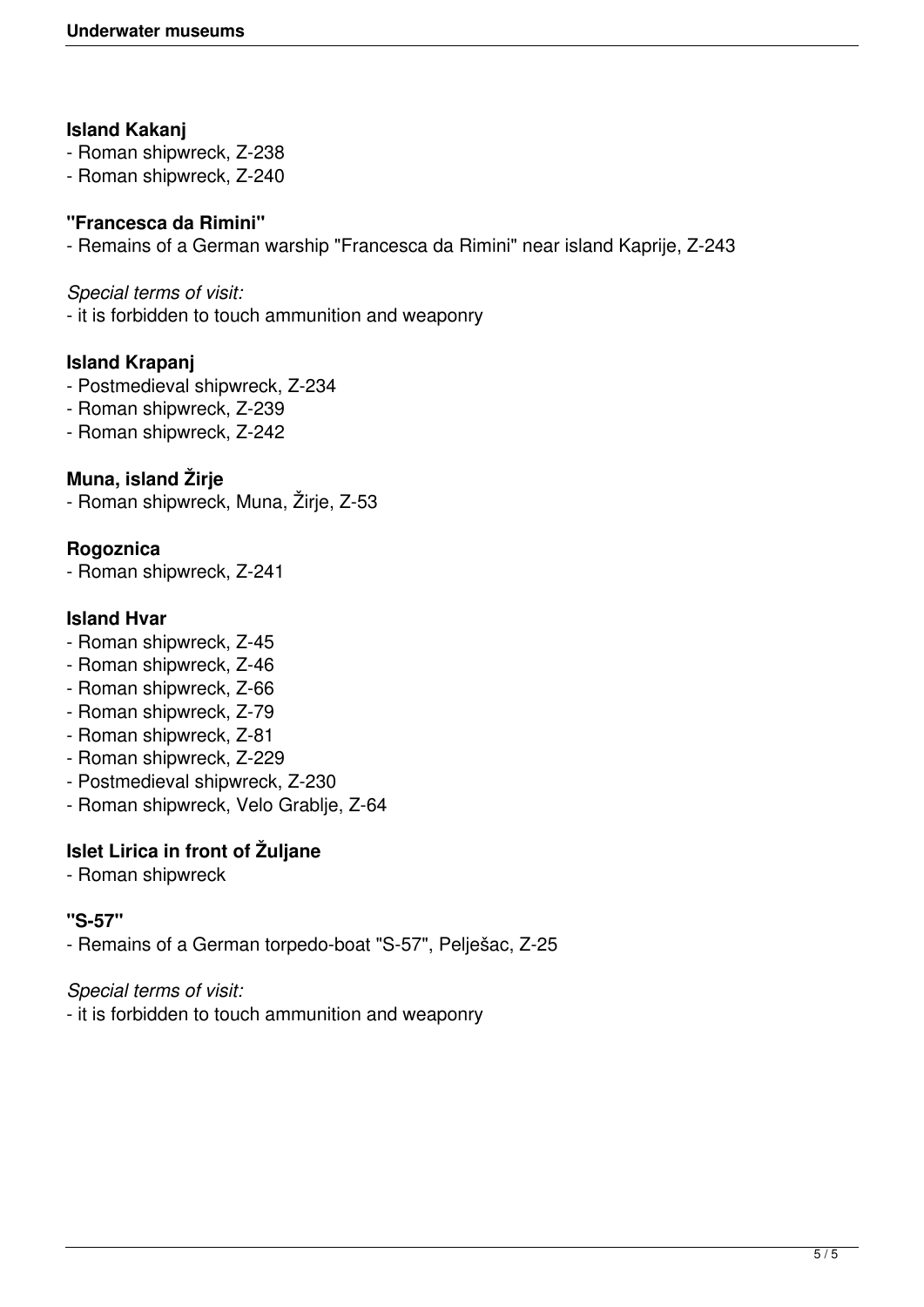**Island Kakanj**

- Roman shipwreck, Z-238
- Roman shipwreck, Z-240

**"Francesca da Rimini"**

- Remains of a German warship "Francesca da Rimini" near island Kaprije, Z-243

*Special terms of visit:*

- it is forbidden to touch ammunition and weaponry

**Island Krapanj**

- Postmedieval shipwreck, Z-234
- Roman shipwreck, Z-239
- Roman shipwreck, Z-242

**Muna, island Žirje**

- Roman shipwreck, Muna, Žirje, Z-53

**Rogoznica**

- Roman shipwreck, Z-241

**Island Hvar**

- Roman shipwreck, Z-45
- Roman shipwreck, Z-46
- Roman shipwreck, Z-66
- Roman shipwreck, Z-79
- Roman shipwreck, Z-81
- Roman shipwreck, Z-229
- Postmedieval shipwreck, Z-230
- Roman shipwreck, Velo Grablje, Z-64

**Islet Lirica in front of Žuljane**

- Roman shipwreck

**"S-57"**

- Remains of a German torpedo-boat "S-57", Pelješac, Z-25

*Special terms of visit:*

- it is forbidden to touch ammunition and weaponry